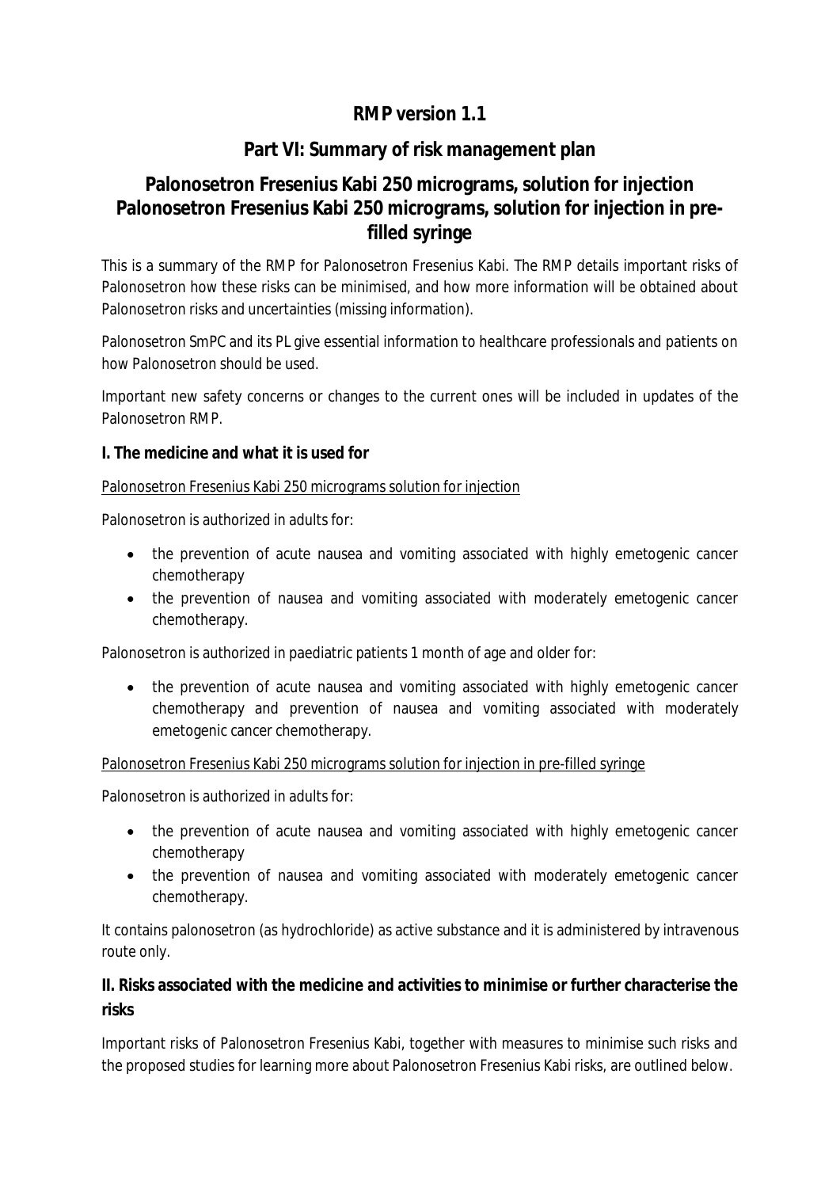# RMP version 1.1

## Part VI: Summary of risk management plan

## Palonosetron Fresenius Kabi 250 micrograms, solution for injection
## Palonosetron Fresenius Kabi 250 micrograms, solution for injection in pre-filled syringe

This is a summary of the RMP for Palonosetron Fresenius Kabi. The RMP details important risks of Palonosetron how these risks can be minimised, and how more information will be obtained about Palonosetron risks and uncertainties (missing information).

Palonosetron SmPC and its PL give essential information to healthcare professionals and patients on how Palonosetron should be used.

Important new safety concerns or changes to the current ones will be included in updates of the Palonosetron RMP.

### I. The medicine and what it is used for

Palonosetron Fresenius Kabi 250 micrograms solution for injection

Palonosetron is authorized in adults for:

- the prevention of acute nausea and vomiting associated with highly emetogenic cancer chemotherapy
- the prevention of nausea and vomiting associated with moderately emetogenic cancer chemotherapy.

Palonosetron is authorized in paediatric patients 1 month of age and older for:

- the prevention of acute nausea and vomiting associated with highly emetogenic cancer chemotherapy and prevention of nausea and vomiting associated with moderately emetogenic cancer chemotherapy.

Palonosetron Fresenius Kabi 250 micrograms solution for injection in pre-filled syringe

Palonosetron is authorized in adults for:

- the prevention of acute nausea and vomiting associated with highly emetogenic cancer chemotherapy
- the prevention of nausea and vomiting associated with moderately emetogenic cancer chemotherapy.

It contains palonosetron (as hydrochloride) as active substance and it is administered by intravenous route only.

### II. Risks associated with the medicine and activities to minimise or further characterise the risks

Important risks of Palonosetron Fresenius Kabi, together with measures to minimise such risks and the proposed studies for learning more about Palonosetron Fresenius Kabi risks, are outlined below.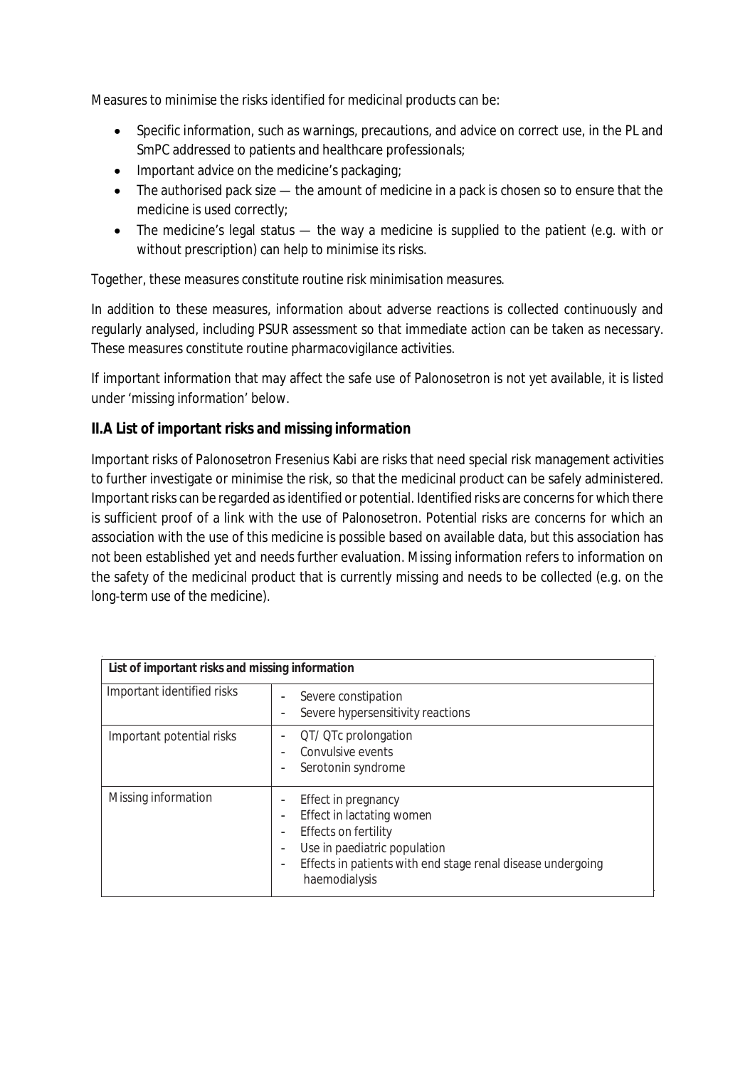Measures to minimise the risks identified for medicinal products can be:

- Specific information, such as warnings, precautions, and advice on correct use, in the PL and SmPC addressed to patients and healthcare professionals;
- Important advice on the medicine's packaging;
- The authorised pack size — the amount of medicine in a pack is chosen so to ensure that the medicine is used correctly;
- The medicine's legal status — the way a medicine is supplied to the patient (e.g. with or without prescription) can help to minimise its risks.

Together, these measures constitute routine risk minimisation measures.

In addition to these measures, information about adverse reactions is collected continuously and regularly analysed, including PSUR assessment so that immediate action can be taken as necessary. These measures constitute routine pharmacovigilance activities.

If important information that may affect the safe use of Palonosetron is not yet available, it is listed under 'missing information' below.

## II.A List of important risks and missing information

Important risks of Palonosetron Fresenius Kabi are risks that need special risk management activities to further investigate or minimise the risk, so that the medicinal product can be safely administered. Important risks can be regarded as identified or potential. Identified risks are concerns for which there is sufficient proof of a link with the use of Palonosetron. Potential risks are concerns for which an association with the use of this medicine is possible based on available data, but this association has not been established yet and needs further evaluation. Missing information refers to information on the safety of the medicinal product that is currently missing and needs to be collected (e.g. on the long-term use of the medicine).

| **List of important risks and missing information** | |
|---|---|
| Important identified risks | - Severe constipation<br>- Severe hypersensitivity reactions |
| Important potential risks | - QT/ QTc prolongation<br>- Convulsive events<br>- Serotonin syndrome |
| Missing information | - Effect in pregnancy<br>- Effect in lactating women<br>- Effects on fertility<br>- Use in paediatric population<br>- Effects in patients with end stage renal disease undergoing haemodialysis |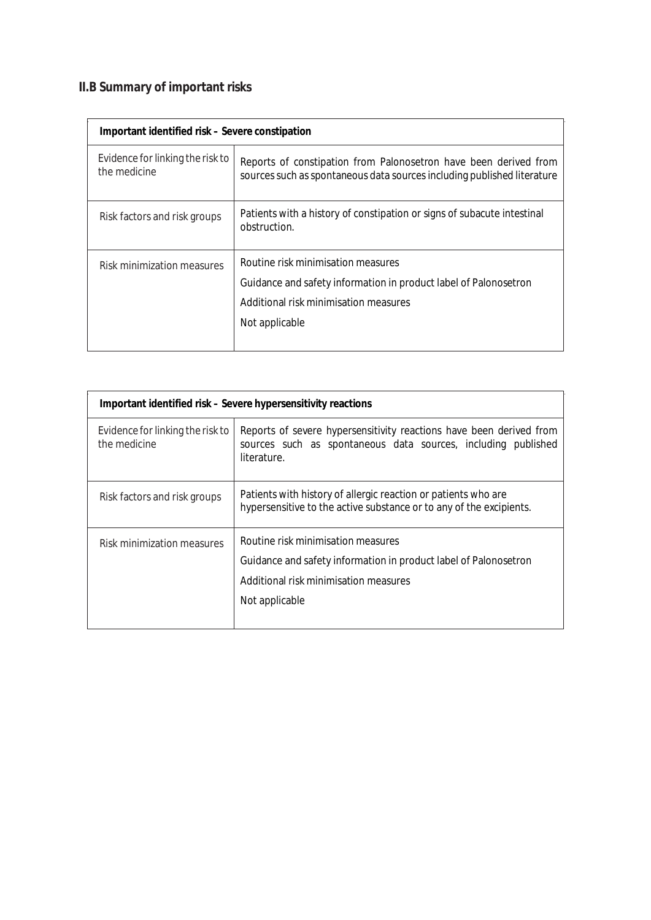## II.B Summary of important risks

| Important identified risk – Severe constipation | |
|---|---|
| Evidence for linking the risk to the medicine | Reports of constipation from Palonosetron have been derived from sources such as spontaneous data sources including published literature |
| Risk factors and risk groups | Patients with a history of constipation or signs of subacute intestinal obstruction. |
| Risk minimization measures | Routine risk minimisation measures<br>Guidance and safety information in product label of Palonosetron<br>Additional risk minimisation measures<br>Not applicable |

| Important identified risk – Severe hypersensitivity reactions | |
|---|---|
| Evidence for linking the risk to the medicine | Reports of severe hypersensitivity reactions have been derived from sources such as spontaneous data sources, including published literature. |
| Risk factors and risk groups | Patients with history of allergic reaction or patients who are hypersensitive to the active substance or to any of the excipients. |
| Risk minimization measures | Routine risk minimisation measures<br>Guidance and safety information in product label of Palonosetron<br>Additional risk minimisation measures<br>Not applicable |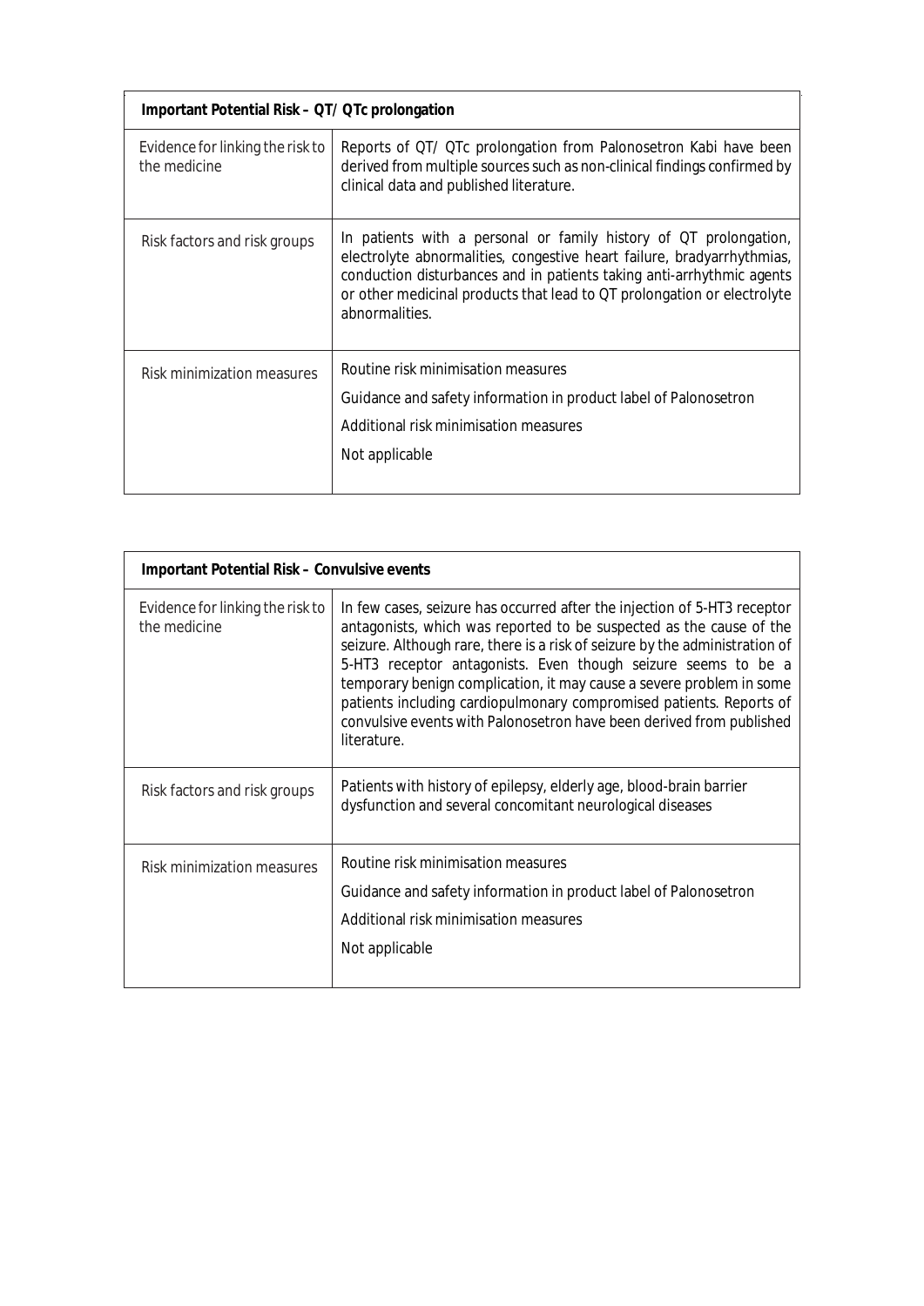| Important Potential Risk – QT/ QTc prolongation | |
|---|---|
| Evidence for linking the risk to the medicine | Reports of QT/ QTc prolongation from Palonosetron Kabi have been derived from multiple sources such as non-clinical findings confirmed by clinical data and published literature. |
| Risk factors and risk groups | In patients with a personal or family history of QT prolongation, electrolyte abnormalities, congestive heart failure, bradyarrhythmias, conduction disturbances and in patients taking anti-arrhythmic agents or other medicinal products that lead to QT prolongation or electrolyte abnormalities. |
| Risk minimization measures | Routine risk minimisation measures<br>Guidance and safety information in product label of Palonosetron<br>Additional risk minimisation measures<br>Not applicable |

| Important Potential Risk – Convulsive events | |
|---|---|
| Evidence for linking the risk to the medicine | In few cases, seizure has occurred after the injection of 5-HT3 receptor antagonists, which was reported to be suspected as the cause of the seizure. Although rare, there is a risk of seizure by the administration of 5-HT3 receptor antagonists. Even though seizure seems to be a temporary benign complication, it may cause a severe problem in some patients including cardiopulmonary compromised patients. Reports of convulsive events with Palonosetron have been derived from published literature. |
| Risk factors and risk groups | Patients with history of epilepsy, elderly age, blood-brain barrier dysfunction and several concomitant neurological diseases |
| Risk minimization measures | Routine risk minimisation measures<br>Guidance and safety information in product label of Palonosetron<br>Additional risk minimisation measures<br>Not applicable |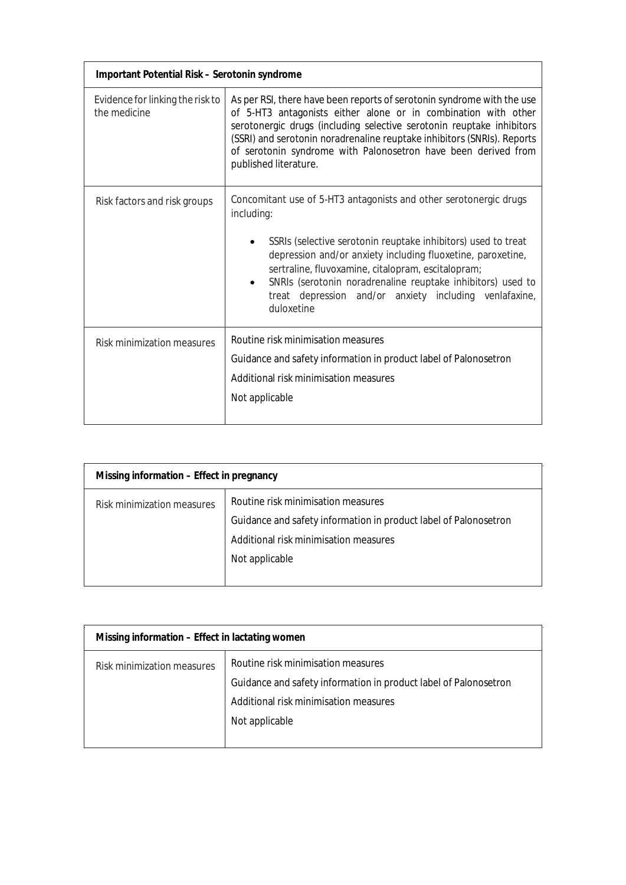| Important Potential Risk – Serotonin syndrome | |
|---|---|
| Evidence for linking the risk to the medicine | As per RSI, there have been reports of serotonin syndrome with the use of 5-HT3 antagonists either alone or in combination with other serotonergic drugs (including selective serotonin reuptake inhibitors (SSRI) and serotonin noradrenaline reuptake inhibitors (SNRIs). Reports of serotonin syndrome with Palonosetron have been derived from published literature. |
| Risk factors and risk groups | Concomitant use of 5-HT3 antagonists and other serotonergic drugs including:<br>• SSRIs (selective serotonin reuptake inhibitors) used to treat depression and/or anxiety including fluoxetine, paroxetine, sertraline, fluvoxamine, citalopram, escitalopram;<br>• SNRIs (serotonin noradrenaline reuptake inhibitors) used to treat depression and/or anxiety including venlafaxine, duloxetine |
| Risk minimization measures | Routine risk minimisation measures<br>Guidance and safety information in product label of Palonosetron<br>Additional risk minimisation measures<br>Not applicable |

| Missing information – Effect in pregnancy | |
|---|---|
| Risk minimization measures | Routine risk minimisation measures<br>Guidance and safety information in product label of Palonosetron<br>Additional risk minimisation measures<br>Not applicable |

| Missing information – Effect in lactating women | |
|---|---|
| Risk minimization measures | Routine risk minimisation measures<br>Guidance and safety information in product label of Palonosetron<br>Additional risk minimisation measures<br>Not applicable |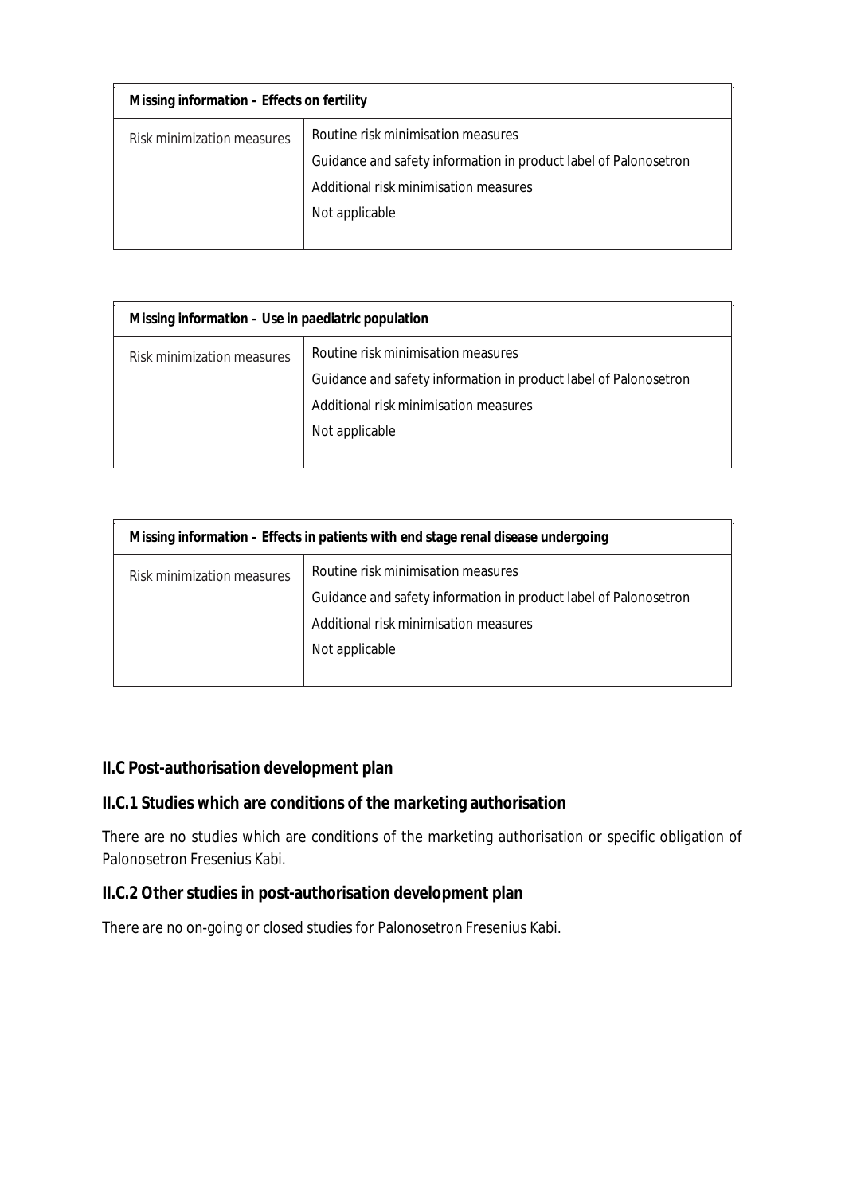| Missing information – Effects on fertility | |
|---|---|
| Risk minimization measures | Routine risk minimisation measures<br>Guidance and safety information in product label of Palonosetron<br>Additional risk minimisation measures<br>Not applicable |

| Missing information – Use in paediatric population | |
|---|---|
| Risk minimization measures | Routine risk minimisation measures<br>Guidance and safety information in product label of Palonosetron<br>Additional risk minimisation measures<br>Not applicable |

| Missing information – Effects in patients with end stage renal disease undergoing | |
|---|---|
| Risk minimization measures | Routine risk minimisation measures<br>Guidance and safety information in product label of Palonosetron<br>Additional risk minimisation measures<br>Not applicable |

## II.C Post-authorisation development plan

### II.C.1 Studies which are conditions of the marketing authorisation

There are no studies which are conditions of the marketing authorisation or specific obligation of Palonosetron Fresenius Kabi.

### II.C.2 Other studies in post-authorisation development plan

There are no on-going or closed studies for Palonosetron Fresenius Kabi.